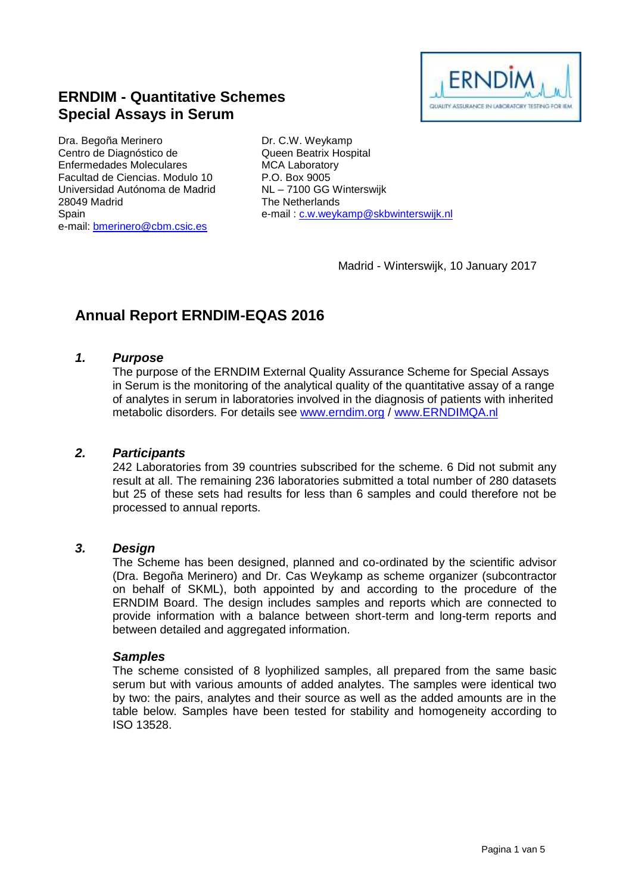# ERNDIM - Quantitative Schemes
# Special Assays in Serum

Dra. Begoña Merinero
Centro de Diagnóstico de Enfermedades Moleculares
Facultad de Ciencias. Modulo 10
Universidad Autónoma de Madrid
28049 Madrid
Spain
e-mail: bmerinero@cbm.csic.es

Dr. C.W. Weykamp
Queen Beatrix Hospital
MCA Laboratory
P.O. Box 9005
NL – 7100 GG Winterswijk
The Netherlands
e-mail : c.w.weykamp@skbwinterswijk.nl

Madrid - Winterswijk, 10 January 2017

## Annual Report ERNDIM-EQAS 2016

### *1. Purpose*

The purpose of the ERNDIM External Quality Assurance Scheme for Special Assays in Serum is the monitoring of the analytical quality of the quantitative assay of a range of analytes in serum in laboratories involved in the diagnosis of patients with inherited metabolic disorders. For details see www.erndim.org / www.ERNDIMQA.nl

### *2. Participants*

242 Laboratories from 39 countries subscribed for the scheme. 6 Did not submit any result at all. The remaining 236 laboratories submitted a total number of 280 datasets but 25 of these sets had results for less than 6 samples and could therefore not be processed to annual reports.

### *3. Design*

The Scheme has been designed, planned and co-ordinated by the scientific advisor (Dra. Begoña Merinero) and Dr. Cas Weykamp as scheme organizer (subcontractor on behalf of SKML), both appointed by and according to the procedure of the ERNDIM Board. The design includes samples and reports which are connected to provide information with a balance between short-term and long-term reports and between detailed and aggregated information.

#### *Samples*

The scheme consisted of 8 lyophilized samples, all prepared from the same basic serum but with various amounts of added analytes. The samples were identical two by two: the pairs, analytes and their source as well as the added amounts are in the table below. Samples have been tested for stability and homogeneity according to ISO 13528.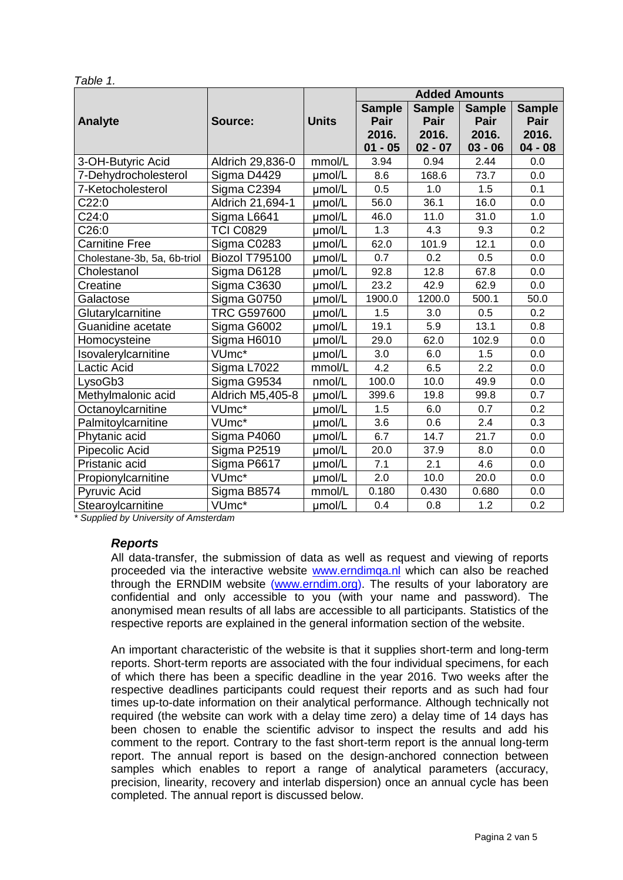*Table 1.*

| Analyte | Source: | Units | Added Amounts | | | |
|---|---|---|---|---|---|---|
| | | | Sample Pair 2016. 01 - 05 | Sample Pair 2016. 02 - 07 | Sample Pair 2016. 03 - 06 | Sample Pair 2016. 04 - 08 |
| 3-OH-Butyric Acid | Aldrich 29,836-0 | mmol/L | 3.94 | 0.94 | 2.44 | 0.0 |
| 7-Dehydrocholesterol | Sigma D4429 | µmol/L | 8.6 | 168.6 | 73.7 | 0.0 |
| 7-Ketocholesterol | Sigma C2394 | µmol/L | 0.5 | 1.0 | 1.5 | 0.1 |
| C22:0 | Aldrich 21,694-1 | µmol/L | 56.0 | 36.1 | 16.0 | 0.0 |
| C24:0 | Sigma L6641 | µmol/L | 46.0 | 11.0 | 31.0 | 1.0 |
| C26:0 | TCI C0829 | µmol/L | 1.3 | 4.3 | 9.3 | 0.2 |
| Carnitine Free | Sigma C0283 | µmol/L | 62.0 | 101.9 | 12.1 | 0.0 |
| Cholestane-3b, 5a, 6b-triol | Biozol T795100 | µmol/L | 0.7 | 0.2 | 0.5 | 0.0 |
| Cholestanol | Sigma D6128 | µmol/L | 92.8 | 12.8 | 67.8 | 0.0 |
| Creatine | Sigma C3630 | µmol/L | 23.2 | 42.9 | 62.9 | 0.0 |
| Galactose | Sigma G0750 | µmol/L | 1900.0 | 1200.0 | 500.1 | 50.0 |
| Glutarylcarnitine | TRC G597600 | µmol/L | 1.5 | 3.0 | 0.5 | 0.2 |
| Guanidine acetate | Sigma G6002 | µmol/L | 19.1 | 5.9 | 13.1 | 0.8 |
| Homocysteine | Sigma H6010 | µmol/L | 29.0 | 62.0 | 102.9 | 0.0 |
| Isovalerylcarnitine | VUmc* | µmol/L | 3.0 | 6.0 | 1.5 | 0.0 |
| Lactic Acid | Sigma L7022 | mmol/L | 4.2 | 6.5 | 2.2 | 0.0 |
| LysoGb3 | Sigma G9534 | nmol/L | 100.0 | 10.0 | 49.9 | 0.0 |
| Methylmalonic acid | Aldrich M5,405-8 | µmol/L | 399.6 | 19.8 | 99.8 | 0.7 |
| Octanoylcarnitine | VUmc* | µmol/L | 1.5 | 6.0 | 0.7 | 0.2 |
| Palmitoylcarnitine | VUmc* | µmol/L | 3.6 | 0.6 | 2.4 | 0.3 |
| Phytanic acid | Sigma P4060 | µmol/L | 6.7 | 14.7 | 21.7 | 0.0 |
| Pipecolic Acid | Sigma P2519 | µmol/L | 20.0 | 37.9 | 8.0 | 0.0 |
| Pristanic acid | Sigma P6617 | µmol/L | 7.1 | 2.1 | 4.6 | 0.0 |
| Propionylcarnitine | VUmc* | µmol/L | 2.0 | 10.0 | 20.0 | 0.0 |
| Pyruvic Acid | Sigma B8574 | mmol/L | 0.180 | 0.430 | 0.680 | 0.0 |
| Stearoylcarnitine | VUmc* | µmol/L | 0.4 | 0.8 | 1.2 | 0.2 |

*\* Supplied by University of Amsterdam*

### *Reports*

All data-transfer, the submission of data as well as request and viewing of reports proceeded via the interactive website www.erndimqa.nl which can also be reached through the ERNDIM website (www.erndim.org). The results of your laboratory are confidential and only accessible to you (with your name and password). The anonymised mean results of all labs are accessible to all participants. Statistics of the respective reports are explained in the general information section of the website.

An important characteristic of the website is that it supplies short-term and long-term reports. Short-term reports are associated with the four individual specimens, for each of which there has been a specific deadline in the year 2016. Two weeks after the respective deadlines participants could request their reports and as such had four times up-to-date information on their analytical performance. Although technically not required (the website can work with a delay time zero) a delay time of 14 days has been chosen to enable the scientific advisor to inspect the results and add his comment to the report. Contrary to the fast short-term report is the annual long-term report. The annual report is based on the design-anchored connection between samples which enables to report a range of analytical parameters (accuracy, precision, linearity, recovery and interlab dispersion) once an annual cycle has been completed. The annual report is discussed below.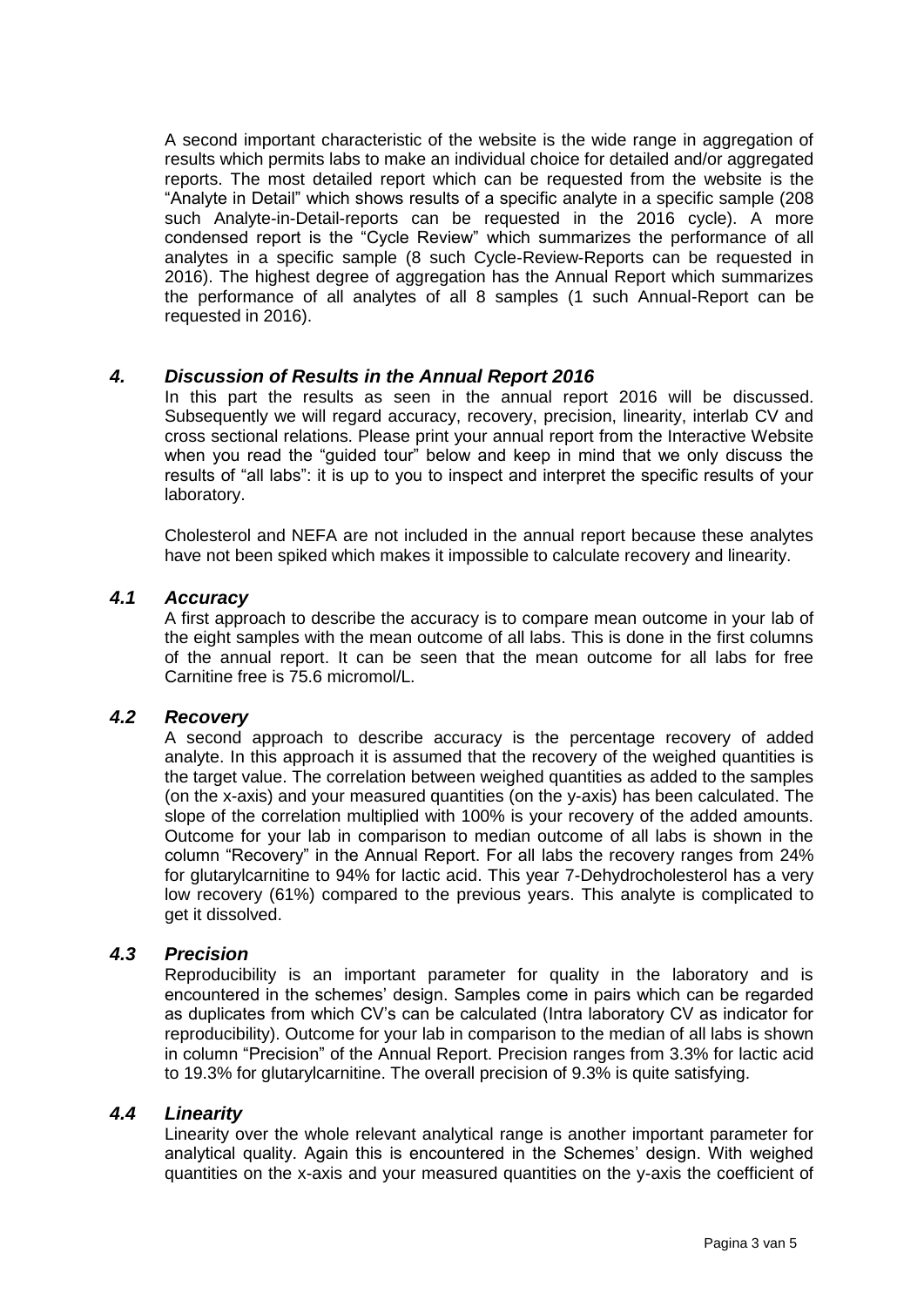A second important characteristic of the website is the wide range in aggregation of results which permits labs to make an individual choice for detailed and/or aggregated reports. The most detailed report which can be requested from the website is the "Analyte in Detail" which shows results of a specific analyte in a specific sample (208 such Analyte-in-Detail-reports can be requested in the 2016 cycle). A more condensed report is the "Cycle Review" which summarizes the performance of all analytes in a specific sample (8 such Cycle-Review-Reports can be requested in 2016). The highest degree of aggregation has the Annual Report which summarizes the performance of all analytes of all 8 samples (1 such Annual-Report can be requested in 2016).

## *4. Discussion of Results in the Annual Report 2016*

In this part the results as seen in the annual report 2016 will be discussed. Subsequently we will regard accuracy, recovery, precision, linearity, interlab CV and cross sectional relations. Please print your annual report from the Interactive Website when you read the "guided tour" below and keep in mind that we only discuss the results of "all labs": it is up to you to inspect and interpret the specific results of your laboratory.

Cholesterol and NEFA are not included in the annual report because these analytes have not been spiked which makes it impossible to calculate recovery and linearity.

### *4.1 Accuracy*

A first approach to describe the accuracy is to compare mean outcome in your lab of the eight samples with the mean outcome of all labs. This is done in the first columns of the annual report. It can be seen that the mean outcome for all labs for free Carnitine free is 75.6 micromol/L.

### *4.2 Recovery*

A second approach to describe accuracy is the percentage recovery of added analyte. In this approach it is assumed that the recovery of the weighed quantities is the target value. The correlation between weighed quantities as added to the samples (on the x-axis) and your measured quantities (on the y-axis) has been calculated. The slope of the correlation multiplied with 100% is your recovery of the added amounts. Outcome for your lab in comparison to median outcome of all labs is shown in the column "Recovery" in the Annual Report. For all labs the recovery ranges from 24% for glutarylcarnitine to 94% for lactic acid. This year 7-Dehydrocholesterol has a very low recovery (61%) compared to the previous years. This analyte is complicated to get it dissolved.

### *4.3 Precision*

Reproducibility is an important parameter for quality in the laboratory and is encountered in the schemes' design. Samples come in pairs which can be regarded as duplicates from which CV's can be calculated (Intra laboratory CV as indicator for reproducibility). Outcome for your lab in comparison to the median of all labs is shown in column "Precision" of the Annual Report. Precision ranges from 3.3% for lactic acid to 19.3% for glutarylcarnitine. The overall precision of 9.3% is quite satisfying.

### *4.4 Linearity*

Linearity over the whole relevant analytical range is another important parameter for analytical quality. Again this is encountered in the Schemes' design. With weighed quantities on the x-axis and your measured quantities on the y-axis the coefficient of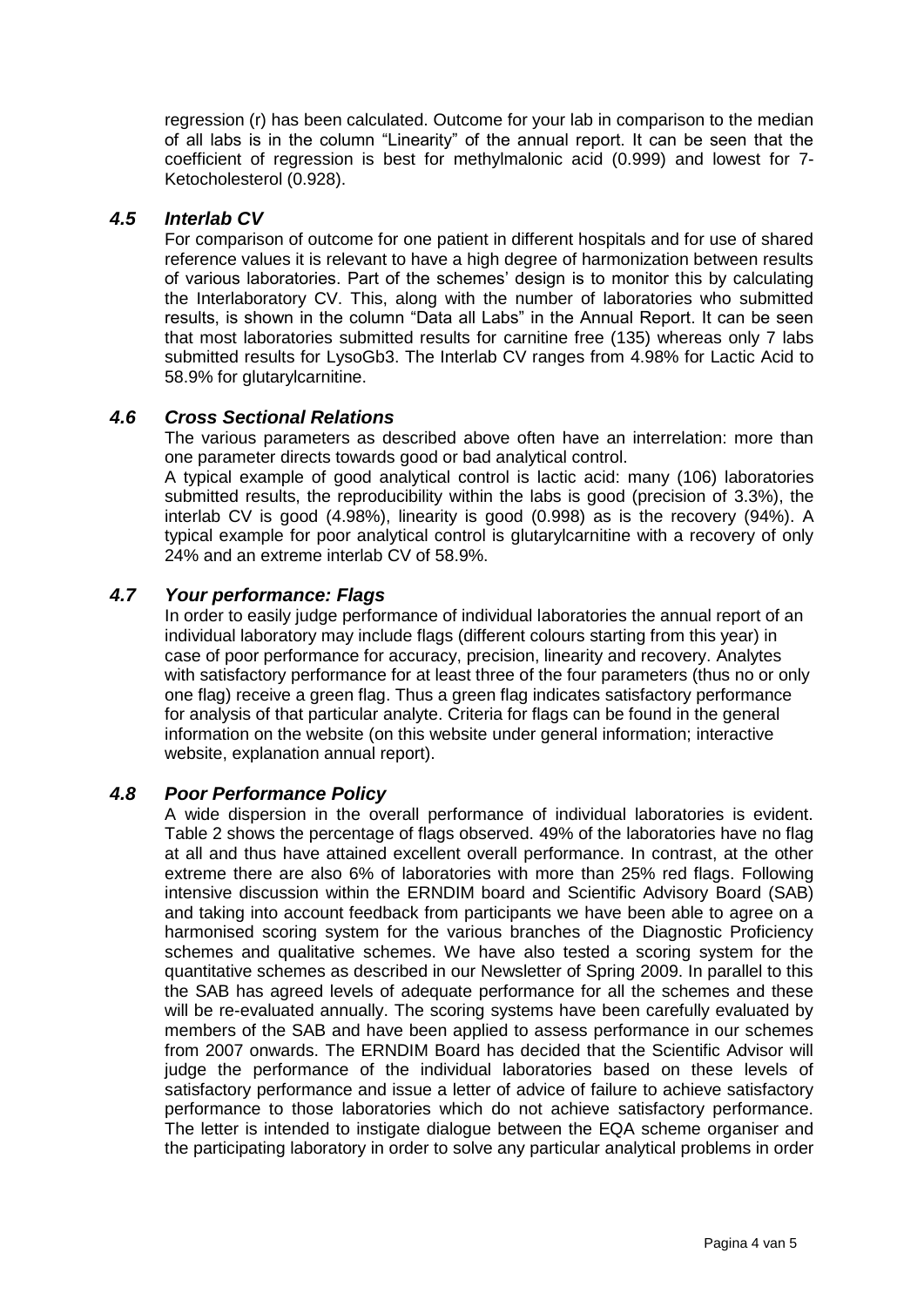regression (r) has been calculated. Outcome for your lab in comparison to the median of all labs is in the column "Linearity" of the annual report. It can be seen that the coefficient of regression is best for methylmalonic acid (0.999) and lowest for 7-Ketocholesterol (0.928).

### *4.5 Interlab CV*

For comparison of outcome for one patient in different hospitals and for use of shared reference values it is relevant to have a high degree of harmonization between results of various laboratories. Part of the schemes' design is to monitor this by calculating the Interlaboratory CV. This, along with the number of laboratories who submitted results, is shown in the column "Data all Labs" in the Annual Report. It can be seen that most laboratories submitted results for carnitine free (135) whereas only 7 labs submitted results for LysoGb3. The Interlab CV ranges from 4.98% for Lactic Acid to 58.9% for glutarylcarnitine.

### *4.6 Cross Sectional Relations*

The various parameters as described above often have an interrelation: more than one parameter directs towards good or bad analytical control.

A typical example of good analytical control is lactic acid: many (106) laboratories submitted results, the reproducibility within the labs is good (precision of 3.3%), the interlab CV is good (4.98%), linearity is good (0.998) as is the recovery (94%). A typical example for poor analytical control is glutarylcarnitine with a recovery of only 24% and an extreme interlab CV of 58.9%.

### *4.7 Your performance: Flags*

In order to easily judge performance of individual laboratories the annual report of an individual laboratory may include flags (different colours starting from this year) in case of poor performance for accuracy, precision, linearity and recovery. Analytes with satisfactory performance for at least three of the four parameters (thus no or only one flag) receive a green flag. Thus a green flag indicates satisfactory performance for analysis of that particular analyte. Criteria for flags can be found in the general information on the website (on this website under general information; interactive website, explanation annual report).

### *4.8 Poor Performance Policy*

A wide dispersion in the overall performance of individual laboratories is evident. Table 2 shows the percentage of flags observed. 49% of the laboratories have no flag at all and thus have attained excellent overall performance. In contrast, at the other extreme there are also 6% of laboratories with more than 25% red flags. Following intensive discussion within the ERNDIM board and Scientific Advisory Board (SAB) and taking into account feedback from participants we have been able to agree on a harmonised scoring system for the various branches of the Diagnostic Proficiency schemes and qualitative schemes. We have also tested a scoring system for the quantitative schemes as described in our Newsletter of Spring 2009. In parallel to this the SAB has agreed levels of adequate performance for all the schemes and these will be re-evaluated annually. The scoring systems have been carefully evaluated by members of the SAB and have been applied to assess performance in our schemes from 2007 onwards. The ERNDIM Board has decided that the Scientific Advisor will judge the performance of the individual laboratories based on these levels of satisfactory performance and issue a letter of advice of failure to achieve satisfactory performance to those laboratories which do not achieve satisfactory performance. The letter is intended to instigate dialogue between the EQA scheme organiser and the participating laboratory in order to solve any particular analytical problems in order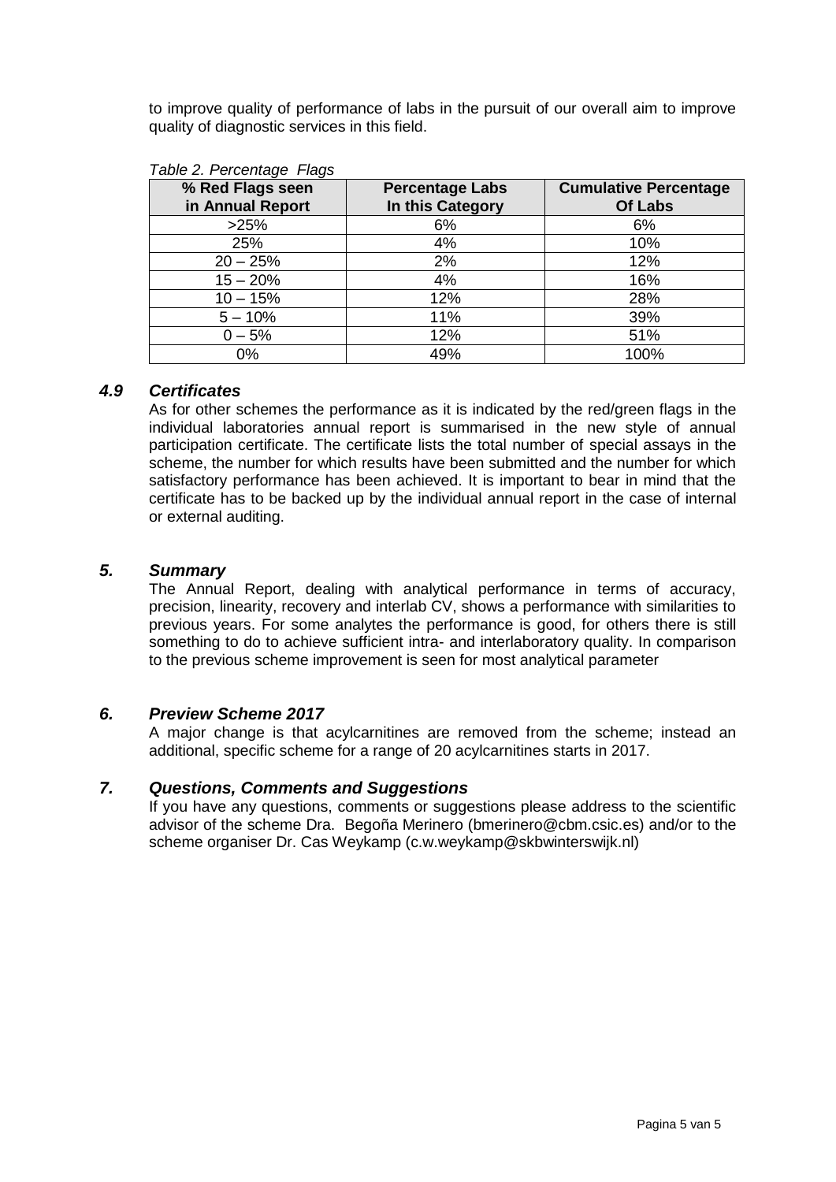to improve quality of performance of labs in the pursuit of our overall aim to improve quality of diagnostic services in this field.

*Table 2. Percentage Flags*

| % Red Flags seen in Annual Report | Percentage Labs In this Category | Cumulative Percentage Of Labs |
|---|---|---|
| >25% | 6% | 6% |
| 25% | 4% | 10% |
| 20 – 25% | 2% | 12% |
| 15 – 20% | 4% | 16% |
| 10 – 15% | 12% | 28% |
| 5 – 10% | 11% | 39% |
| 0 – 5% | 12% | 51% |
| 0% | 49% | 100% |

### *4.9 Certificates*

As for other schemes the performance as it is indicated by the red/green flags in the individual laboratories annual report is summarised in the new style of annual participation certificate. The certificate lists the total number of special assays in the scheme, the number for which results have been submitted and the number for which satisfactory performance has been achieved. It is important to bear in mind that the certificate has to be backed up by the individual annual report in the case of internal or external auditing.

## *5. Summary*

The Annual Report, dealing with analytical performance in terms of accuracy, precision, linearity, recovery and interlab CV, shows a performance with similarities to previous years. For some analytes the performance is good, for others there is still something to do to achieve sufficient intra- and interlaboratory quality. In comparison to the previous scheme improvement is seen for most analytical parameter

## *6. Preview Scheme 2017*

A major change is that acylcarnitines are removed from the scheme; instead an additional, specific scheme for a range of 20 acylcarnitines starts in 2017.

## *7. Questions, Comments and Suggestions*

If you have any questions, comments or suggestions please address to the scientific advisor of the scheme Dra. Begoña Merinero (bmerinero@cbm.csic.es) and/or to the scheme organiser Dr. Cas Weykamp (c.w.weykamp@skbwinterswijk.nl)